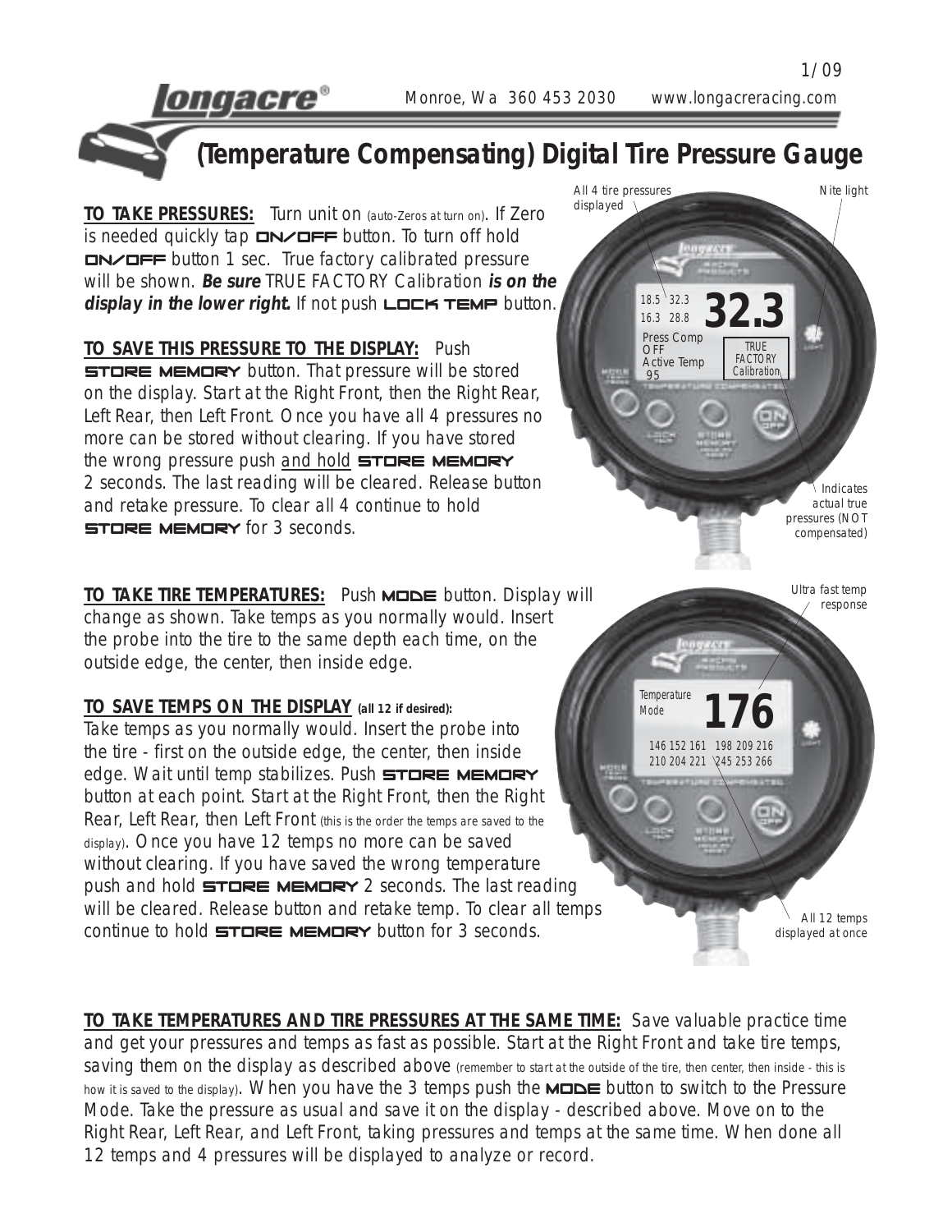1/09

**longacre®** Monroe, Wa 360 453 2030 www.longacreracing.com

# (Temperature Compensating) Digital Tire Pressure Gauge

**TO TAKE PRESSURES:** Turn unit on (auto-Zeros at turn on). If Zero is needed quickly tap ON/OFF button. To turn off hold ON/OFF button 1 sec. True factory calibrated pressure will be shown. ***Be sure*** TRUE FACTORY Calibration ***is on the display in the lower right.*** If not push LOCK TEMP button.

**TO SAVE THIS PRESSURE TO THE DISPLAY:** Push STORE MEMORY button. That pressure will be stored on the display. Start at the Right Front, then the Right Rear, Left Rear, then Left Front. Once you have all 4 pressures no more can be stored without clearing. If you have stored the wrong pressure push and hold STORE MEMORY 2 seconds. The last reading will be cleared. Release button and retake pressure. To clear all 4 continue to hold STORE MEMORY for 3 seconds.

All 4 tire pressures displayed

Nite light

Indicates actual true pressures (NOT compensated)

**TO TAKE TIRE TEMPERATURES:** Push MODE button. Display will change as shown. Take temps as you normally would. Insert the probe into the tire to the same depth each time, on the outside edge, the center, then inside edge.

**TO SAVE TEMPS ON THE DISPLAY (all 12 if desired):** Take temps as you normally would. Insert the probe into the tire - first on the outside edge, the center, then inside edge. Wait until temp stabilizes. Push STORE MEMORY button at each point. Start at the Right Front, then the Right Rear, Left Rear, then Left Front (this is the order the temps are saved to the display). Once you have 12 temps no more can be saved without clearing. If you have saved the wrong temperature push and hold STORE MEMORY 2 seconds. The last reading will be cleared. Release button and retake temp. To clear all temps continue to hold STORE MEMORY button for 3 seconds.

Ultra fast temp response

All 12 temps displayed at once

**TO TAKE TEMPERATURES AND TIRE PRESSURES AT THE SAME TIME:** Save valuable practice time and get your pressures and temps as fast as possible. Start at the Right Front and take tire temps, saving them on the display as described above (remember to start at the outside of the tire, then center, then inside - this is how it is saved to the display). When you have the 3 temps push the MODE button to switch to the Pressure Mode. Take the pressure as usual and save it on the display - described above. Move on to the Right Rear, Left Rear, and Left Front, taking pressures and temps at the same time. When done all 12 temps and 4 pressures will be displayed to analyze or record.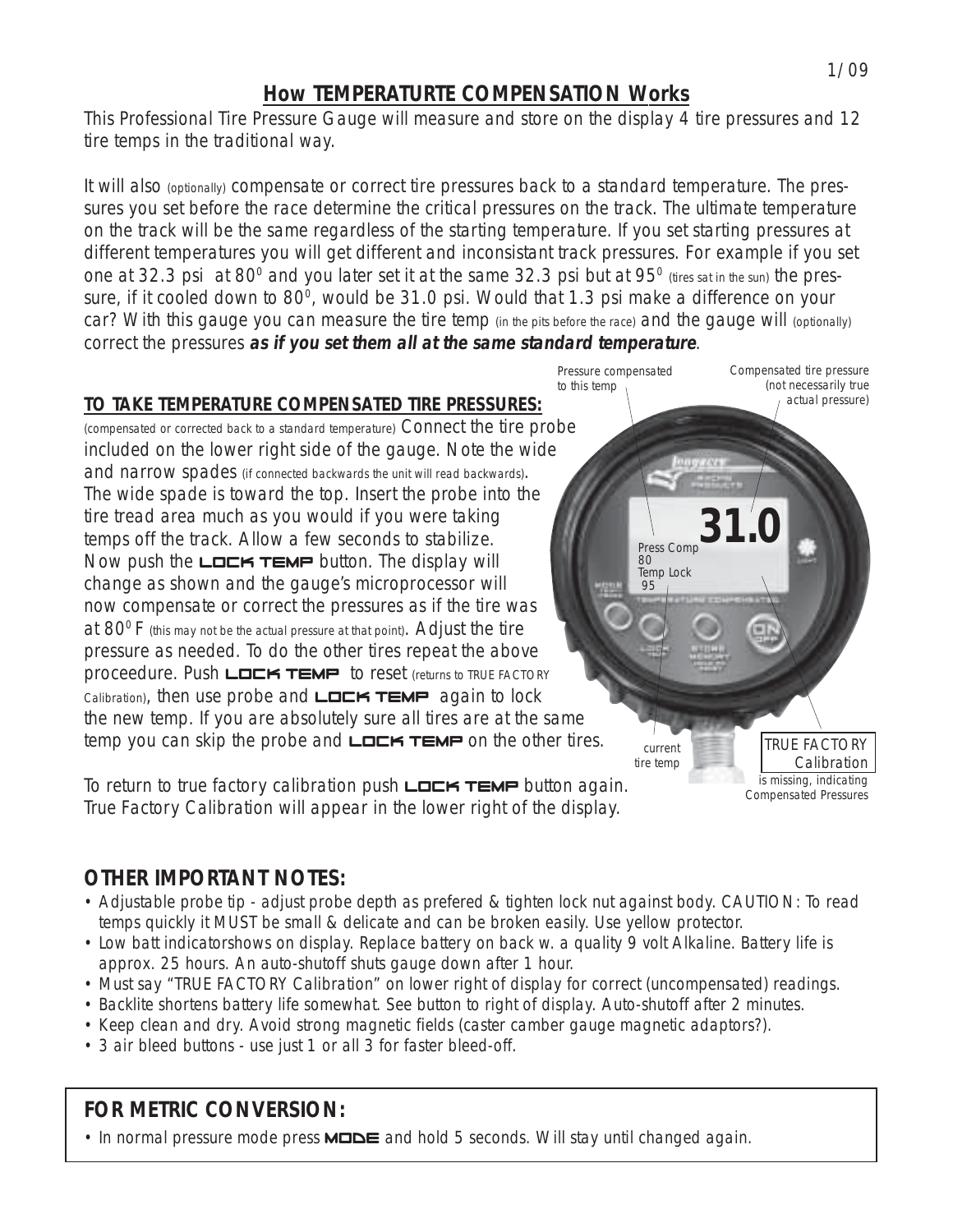## How TEMPERATURTE COMPENSATION Works

This Professional Tire Pressure Gauge will measure and store on the display 4 tire pressures and 12 tire temps in the traditional way.

It will also (optionally) compensate or correct tire pressures back to a standard temperature. The pressures you set before the race determine the critical pressures on the track. The ultimate temperature on the track will be the same regardless of the starting temperature. If you set starting pressures at different temperatures you will get different and inconsistant track pressures. For example if you set one at 32.3 psi at 80° and you later set it at the same 32.3 psi but at 95° (tires sat in the sun) the pressure, if it cooled down to 80°, would be 31.0 psi. Would that 1.3 psi make a difference on your car? With this gauge you can measure the tire temp (in the pits before the race) and the gauge will (optionally) correct the pressures ***as if you set them all at the same standard temperature***.

### TO TAKE TEMPERATURE COMPENSATED TIRE PRESSURES:

(compensated or corrected back to a standard temperature) Connect the tire probe included on the lower right side of the gauge. Note the wide and narrow spades (if connected backwards the unit will read backwards). The wide spade is toward the top. Insert the probe into the tire tread area much as you would if you were taking temps off the track. Allow a few seconds to stabilize. Now push the **LOCK TEMP** button. The display will change as shown and the gauge's microprocessor will now compensate or correct the pressures as if the tire was at 80° F (this may not be the actual pressure at that point). Adjust the tire pressure as needed. To do the other tires repeat the above proceedure. Push **LOCK TEMP** to reset (returns to TRUE FACTORY Calibration), then use probe and **LOCK TEMP** again to lock the new temp. If you are absolutely sure all tires are at the same temp you can skip the probe and **LOCK TEMP** on the other tires.

Pressure compensated to this temp

Compensated tire pressure (not necessarily true actual pressure)

current tire temp

TRUE FACTORY Calibration is missing, indicating Compensated Pressures

To return to true factory calibration push **LOCK TEMP** button again. True Factory Calibration will appear in the lower right of the display.

### OTHER IMPORTANT NOTES:

- Adjustable probe tip - adjust probe depth as prefered & tighten lock nut against body. CAUTION: To read temps quickly it MUST be small & delicate and can be broken easily. Use yellow protector.
- Low batt indicatorshows on display. Replace battery on back w. a quality 9 volt Alkaline. Battery life is approx. 25 hours. An auto-shutoff shuts gauge down after 1 hour.
- Must say "TRUE FACTORY Calibration" on lower right of display for correct (uncompensated) readings.
- Backlite shortens battery life somewhat. See button to right of display. Auto-shutoff after 2 minutes.
- Keep clean and dry. Avoid strong magnetic fields (caster camber gauge magnetic adaptors?).
- 3 air bleed buttons - use just 1 or all 3 for faster bleed-off.

### FOR METRIC CONVERSION:

- In normal pressure mode press **MODE** and hold 5 seconds. Will stay until changed again.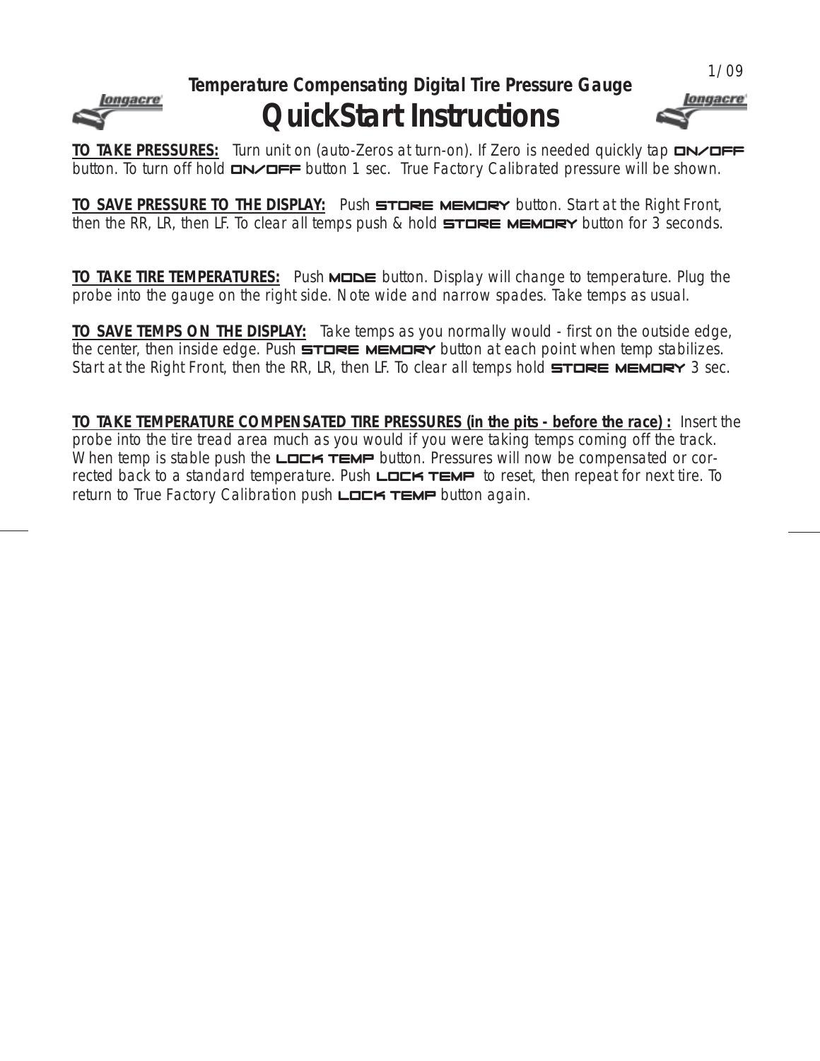1/09

## Temperature Compensating Digital Tire Pressure Gauge

# QuickStart Instructions

**TO TAKE PRESSURES:** *Turn unit on (auto-Zeros at turn-on). If Zero is needed quickly tap* **ON/OFF** *button. To turn off hold* **ON/OFF** *button 1 sec. True Factory Calibrated pressure will be shown.*

**TO SAVE PRESSURE TO THE DISPLAY:** *Push* **STORE MEMORY** *button. Start at the Right Front, then the RR, LR, then LF. To clear all temps push & hold* **STORE MEMORY** *button for 3 seconds.*

**TO TAKE TIRE TEMPERATURES:** *Push* **MODE** *button. Display will change to temperature. Plug the probe into the gauge on the right side. Note wide and narrow spades. Take temps as usual.*

**TO SAVE TEMPS ON THE DISPLAY:** *Take temps as you normally would - first on the outside edge, the center, then inside edge. Push* **STORE MEMORY** *button at each point when temp stabilizes. Start at the Right Front, then the RR, LR, then LF. To clear all temps hold* **STORE MEMORY** *3 sec.*

**TO TAKE TEMPERATURE COMPENSATED TIRE PRESSURES (in the pits - before the race) :** *Insert the probe into the tire tread area much as you would if you were taking temps coming off the track. When temp is stable push the* **LOCK TEMP** *button. Pressures will now be compensated or corrected back to a standard temperature. Push* **LOCK TEMP** *to reset, then repeat for next tire. To return to True Factory Calibration push* **LOCK TEMP** *button again.*